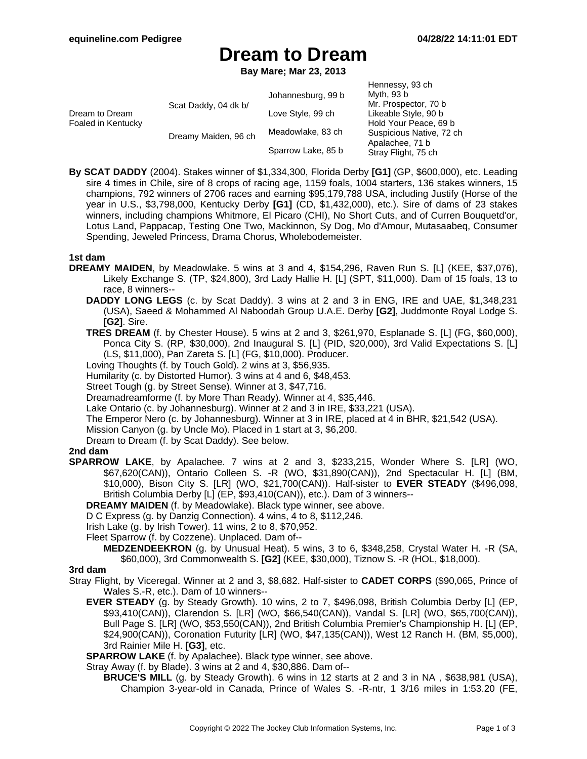equineline.com Pedigree 04/28/22 14:11:01 EDT

# Dream to Dream

**Bay Mare; Mar 23, 2013**

| | | | |
|---|---|---|---|
| Dream to Dream Foaled in Kentucky | Scat Daddy, 04 dk b/ | Johannesburg, 99 b | Hennessy, 93 ch |
| | | | Myth, 93 b |
| | | Love Style, 99 ch | Mr. Prospector, 70 b |
| | | | Likeable Style, 90 b |
| | Dreamy Maiden, 96 ch | Meadowlake, 83 ch | Hold Your Peace, 69 b |
| | | | Suspicious Native, 72 ch |
| | | Sparrow Lake, 85 b | Apalachee, 71 b |
| | | | Stray Flight, 75 ch |

**By SCAT DADDY** (2004). Stakes winner of $1,334,300, Florida Derby **[G1]** (GP, $600,000), etc. Leading sire 4 times in Chile, sire of 8 crops of racing age, 1159 foals, 1004 starters, 136 stakes winners, 15 champions, 792 winners of 2706 races and earning $95,179,788 USA, including Justify (Horse of the year in U.S., $3,798,000, Kentucky Derby **[G1]** (CD, $1,432,000), etc.). Sire of dams of 23 stakes winners, including champions Whitmore, El Picaro (CHI), No Short Cuts, and of Curren Bouquetd'or, Lotus Land, Pappacap, Testing One Two, Mackinnon, Sy Dog, Mo d'Amour, Mutasaabeq, Consumer Spending, Jeweled Princess, Drama Chorus, Wholebodemeister.

**1st dam**

**DREAMY MAIDEN**, by Meadowlake. 5 wins at 3 and 4, $154,296, Raven Run S. [L] (KEE, $37,076), Likely Exchange S. (TP, $24,800), 3rd Lady Hallie H. [L] (SPT, $11,000). Dam of 15 foals, 13 to race, 8 winners--

- **DADDY LONG LEGS** (c. by Scat Daddy). 3 wins at 2 and 3 in ENG, IRE and UAE, $1,348,231 (USA), Saeed & Mohammed Al Naboodah Group U.A.E. Derby **[G2]**, Juddmonte Royal Lodge S. **[G2]**. Sire.
- **TRES DREAM** (f. by Chester House). 5 wins at 2 and 3, $261,970, Esplanade S. [L] (FG, $60,000), Ponca City S. (RP, $30,000), 2nd Inaugural S. [L] (PID, $20,000), 3rd Valid Expectations S. [L] (LS, $11,000), Pan Zareta S. [L] (FG, $10,000). Producer.
- Loving Thoughts (f. by Touch Gold). 2 wins at 3, $56,935.
- Humilarity (c. by Distorted Humor). 3 wins at 4 and 6, $48,453.
- Street Tough (g. by Street Sense). Winner at 3, $47,716.
- Dreamadreamforme (f. by More Than Ready). Winner at 4, $35,446.
- Lake Ontario (c. by Johannesburg). Winner at 2 and 3 in IRE, $33,221 (USA).
- The Emperor Nero (c. by Johannesburg). Winner at 3 in IRE, placed at 4 in BHR, $21,542 (USA).
- Mission Canyon (g. by Uncle Mo). Placed in 1 start at 3, $6,200.
- Dream to Dream (f. by Scat Daddy). See below.

**2nd dam**

**SPARROW LAKE**, by Apalachee. 7 wins at 2 and 3, $233,215, Wonder Where S. [LR] (WO, $67,620(CAN)), Ontario Colleen S. -R (WO, $31,890(CAN)), 2nd Spectacular H. [L] (BM, $10,000), Bison City S. [LR] (WO, $21,700(CAN)). Half-sister to **EVER STEADY** ($496,098, British Columbia Derby [L] (EP, $93,410(CAN)), etc.). Dam of 3 winners--

- **DREAMY MAIDEN** (f. by Meadowlake). Black type winner, see above.
- D C Express (g. by Danzig Connection). 4 wins, 4 to 8, $112,246.
- Irish Lake (g. by Irish Tower). 11 wins, 2 to 8, $70,952.
- Fleet Sparrow (f. by Cozzene). Unplaced. Dam of--
  - **MEDZENDEEKRON** (g. by Unusual Heat). 5 wins, 3 to 6, $348,258, Crystal Water H. -R (SA, $60,000), 3rd Commonwealth S. **[G2]** (KEE, $30,000), Tiznow S. -R (HOL, $18,000).

**3rd dam**

Stray Flight, by Viceregal. Winner at 2 and 3, $8,682. Half-sister to **CADET CORPS** ($90,065, Prince of Wales S.-R, etc.). Dam of 10 winners--

- **EVER STEADY** (g. by Steady Growth). 10 wins, 2 to 7, $496,098, British Columbia Derby [L] (EP, $93,410(CAN)), Clarendon S. [LR] (WO, $66,540(CAN)), Vandal S. [LR] (WO, $65,700(CAN)), Bull Page S. [LR] (WO, $53,550(CAN)), 2nd British Columbia Premier's Championship H. [L] (EP, $24,900(CAN)), Coronation Futurity [LR] (WO, $47,135(CAN)), West 12 Ranch H. (BM, $5,000), 3rd Rainier Mile H. **[G3]**, etc.
- **SPARROW LAKE** (f. by Apalachee). Black type winner, see above.
- Stray Away (f. by Blade). 3 wins at 2 and 4, $30,886. Dam of--
  - **BRUCE'S MILL** (g. by Steady Growth). 6 wins in 12 starts at 2 and 3 in NA , $638,981 (USA), Champion 3-year-old in Canada, Prince of Wales S. -R-ntr, 1 3/16 miles in 1:53.20 (FE,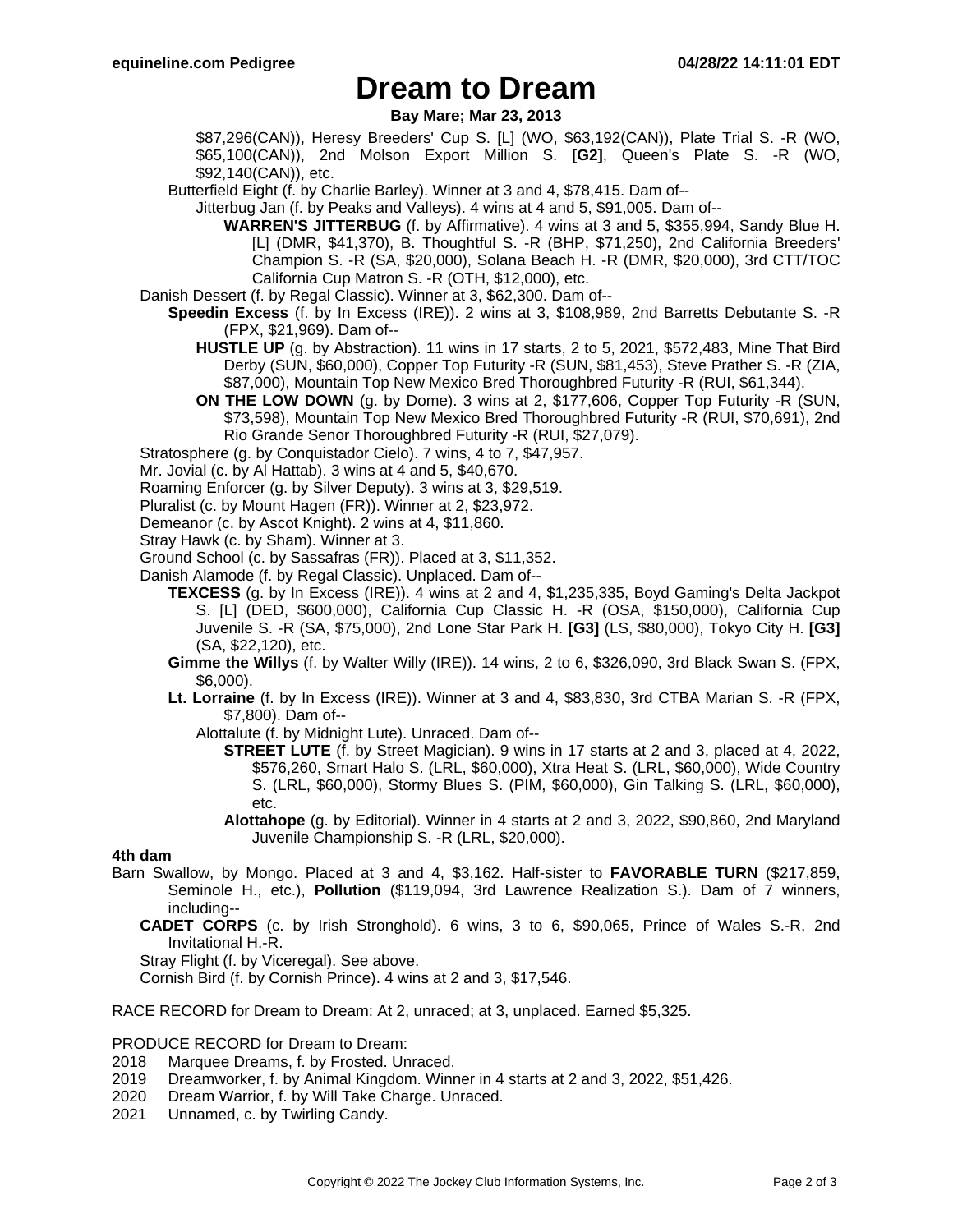$87,296(CAN)), Heresy Breeders' Cup S. [L] (WO, $63,192(CAN)), Plate Trial S. -R (WO, $65,100(CAN)), 2nd Molson Export Million S. **[G2]**, Queen's Plate S. -R (WO, $92,140(CAN)), etc.

Butterfield Eight (f. by Charlie Barley). Winner at 3 and 4, $78,415. Dam of--

Jitterbug Jan (f. by Peaks and Valleys). 4 wins at 4 and 5, $91,005. Dam of--

**WARREN'S JITTERBUG** (f. by Affirmative). 4 wins at 3 and 5, $355,994, Sandy Blue H. [L] (DMR, $41,370), B. Thoughtful S. -R (BHP, $71,250), 2nd California Breeders' Champion S. -R (SA, $20,000), Solana Beach H. -R (DMR, $20,000), 3rd CTT/TOC California Cup Matron S. -R (OTH, $12,000), etc.

Danish Dessert (f. by Regal Classic). Winner at 3, $62,300. Dam of--

**Speedin Excess** (f. by In Excess (IRE)). 2 wins at 3, $108,989, 2nd Barretts Debutante S. -R (FPX, $21,969). Dam of--

**HUSTLE UP** (g. by Abstraction). 11 wins in 17 starts, 2 to 5, 2021, $572,483, Mine That Bird Derby (SUN, $60,000), Copper Top Futurity -R (SUN, $81,453), Steve Prather S. -R (ZIA, $87,000), Mountain Top New Mexico Bred Thoroughbred Futurity -R (RUI, $61,344).

**ON THE LOW DOWN** (g. by Dome). 3 wins at 2, $177,606, Copper Top Futurity -R (SUN, $73,598), Mountain Top New Mexico Bred Thoroughbred Futurity -R (RUI, $70,691), 2nd Rio Grande Senor Thoroughbred Futurity -R (RUI, $27,079).

Stratosphere (g. by Conquistador Cielo). 7 wins, 4 to 7, $47,957.

Mr. Jovial (c. by Al Hattab). 3 wins at 4 and 5, $40,670.

Roaming Enforcer (g. by Silver Deputy). 3 wins at 3, $29,519.

Pluralist (c. by Mount Hagen (FR)). Winner at 2, $23,972.

Demeanor (c. by Ascot Knight). 2 wins at 4, $11,860.

Stray Hawk (c. by Sham). Winner at 3.

Ground School (c. by Sassafras (FR)). Placed at 3, $11,352.

Danish Alamode (f. by Regal Classic). Unplaced. Dam of--

**TEXCESS** (g. by In Excess (IRE)). 4 wins at 2 and 4, $1,235,335, Boyd Gaming's Delta Jackpot S. [L] (DED, $600,000), California Cup Classic H. -R (OSA, $150,000), California Cup Juvenile S. -R (SA, $75,000), 2nd Lone Star Park H. **[G3]** (LS, $80,000), Tokyo City H. **[G3]** (SA, $22,120), etc.

**Gimme the Willys** (f. by Walter Willy (IRE)). 14 wins, 2 to 6, $326,090, 3rd Black Swan S. (FPX, $6,000).

**Lt. Lorraine** (f. by In Excess (IRE)). Winner at 3 and 4, $83,830, 3rd CTBA Marian S. -R (FPX, $7,800). Dam of--

Alottalute (f. by Midnight Lute). Unraced. Dam of--

**STREET LUTE** (f. by Street Magician). 9 wins in 17 starts at 2 and 3, placed at 4, 2022, $576,260, Smart Halo S. (LRL, $60,000), Xtra Heat S. (LRL, $60,000), Wide Country S. (LRL, $60,000), Stormy Blues S. (PIM, $60,000), Gin Talking S. (LRL, $60,000), etc.

**Alottahope** (g. by Editorial). Winner in 4 starts at 2 and 3, 2022, $90,860, 2nd Maryland Juvenile Championship S. -R (LRL, $20,000).

**4th dam**

Barn Swallow, by Mongo. Placed at 3 and 4, $3,162. Half-sister to **FAVORABLE TURN** ($217,859, Seminole H., etc.), **Pollution** ($119,094, 3rd Lawrence Realization S.). Dam of 7 winners, including--

**CADET CORPS** (c. by Irish Stronghold). 6 wins, 3 to 6, $90,065, Prince of Wales S.-R, 2nd Invitational H.-R.

Stray Flight (f. by Viceregal). See above.

Cornish Bird (f. by Cornish Prince). 4 wins at 2 and 3, $17,546.

RACE RECORD for Dream to Dream: At 2, unraced; at 3, unplaced. Earned $5,325.

PRODUCE RECORD for Dream to Dream:

2018 Marquee Dreams, f. by Frosted. Unraced.
2019 Dreamworker, f. by Animal Kingdom. Winner in 4 starts at 2 and 3, 2022, $51,426.
2020 Dream Warrior, f. by Will Take Charge. Unraced.
2021 Unnamed, c. by Twirling Candy.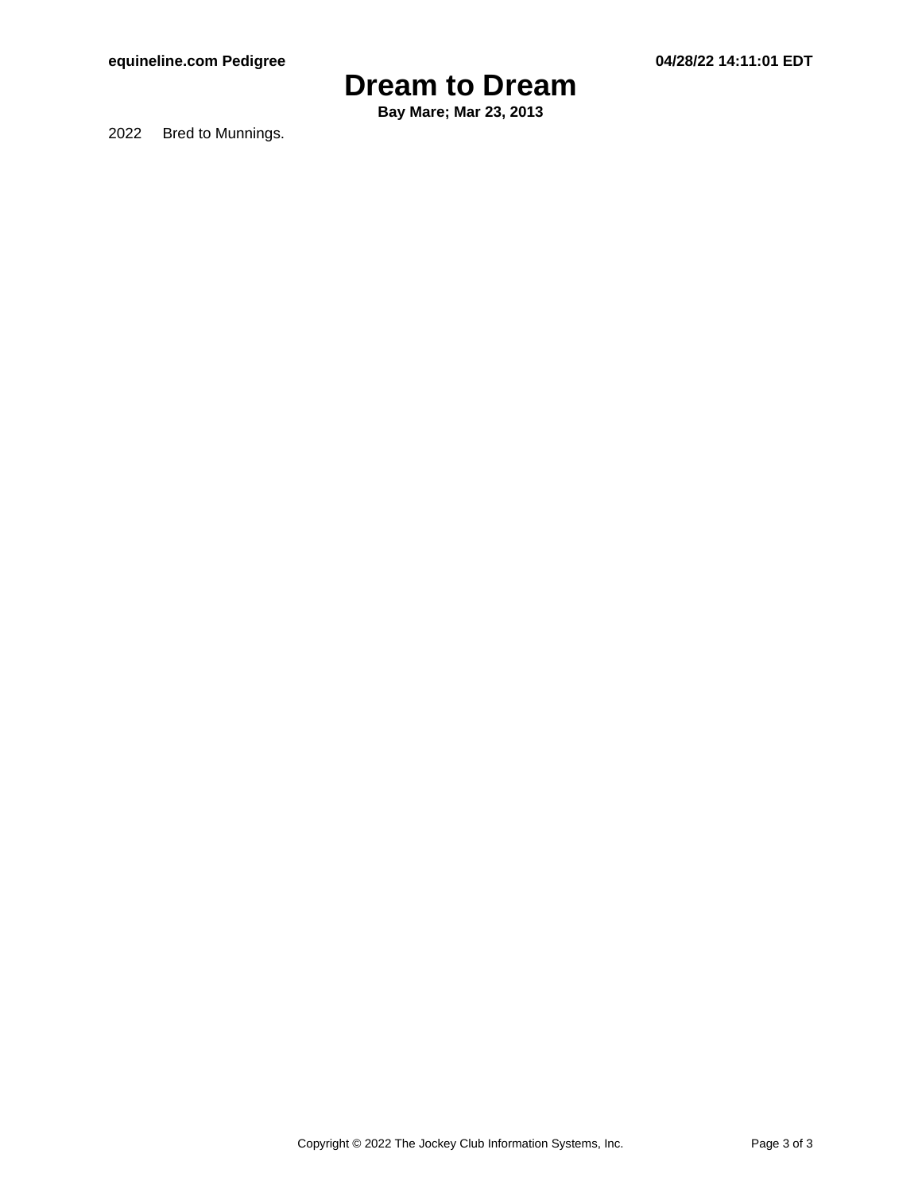# Dream to Dream

**Bay Mare; Mar 23, 2013**

2022 Bred to Munnings.